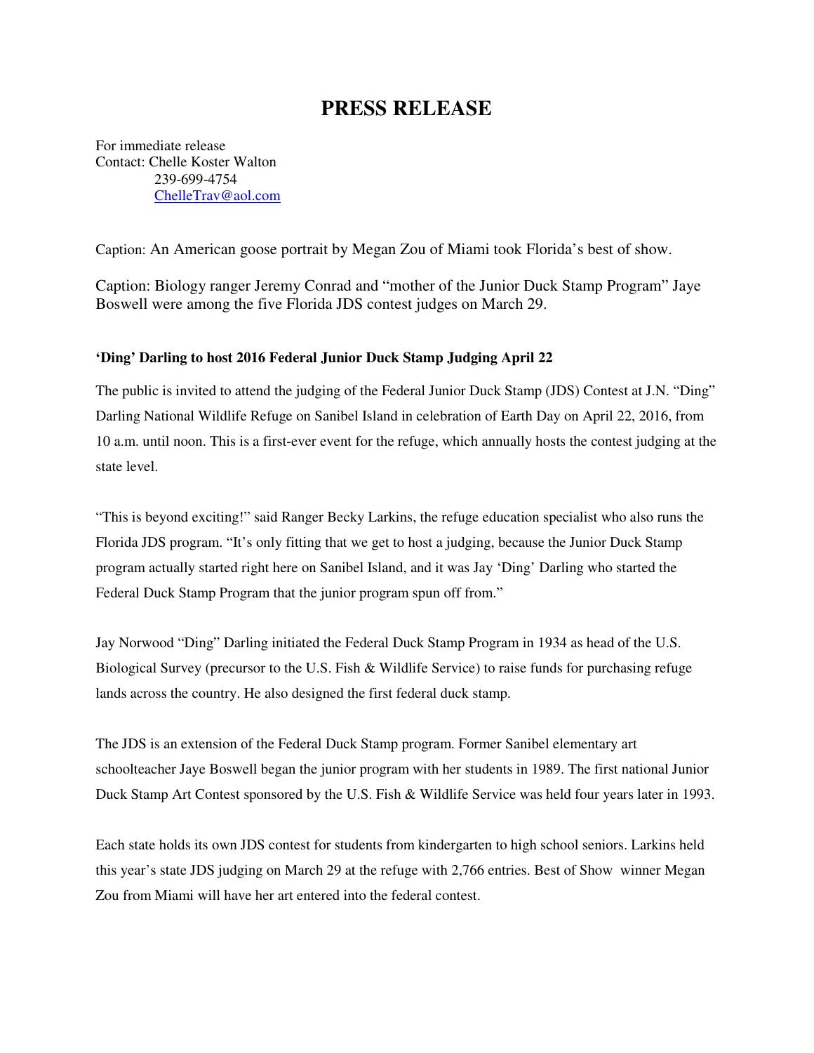# PRESS RELEASE

For immediate release
Contact: Chelle Koster Walton
239-699-4754
ChelleTrav@aol.com

Caption: An American goose portrait by Megan Zou of Miami took Florida's best of show.

Caption: Biology ranger Jeremy Conrad and "mother of the Junior Duck Stamp Program" Jaye Boswell were among the five Florida JDS contest judges on March 29.

**'Ding' Darling to host 2016 Federal Junior Duck Stamp Judging April 22**

The public is invited to attend the judging of the Federal Junior Duck Stamp (JDS) Contest at J.N. "Ding" Darling National Wildlife Refuge on Sanibel Island in celebration of Earth Day on April 22, 2016, from 10 a.m. until noon. This is a first-ever event for the refuge, which annually hosts the contest judging at the state level.

"This is beyond exciting!" said Ranger Becky Larkins, the refuge education specialist who also runs the Florida JDS program. "It's only fitting that we get to host a judging, because the Junior Duck Stamp program actually started right here on Sanibel Island, and it was Jay 'Ding' Darling who started the Federal Duck Stamp Program that the junior program spun off from."

Jay Norwood "Ding" Darling initiated the Federal Duck Stamp Program in 1934 as head of the U.S. Biological Survey (precursor to the U.S. Fish & Wildlife Service) to raise funds for purchasing refuge lands across the country. He also designed the first federal duck stamp.

The JDS is an extension of the Federal Duck Stamp program. Former Sanibel elementary art schoolteacher Jaye Boswell began the junior program with her students in 1989. The first national Junior Duck Stamp Art Contest sponsored by the U.S. Fish & Wildlife Service was held four years later in 1993.

Each state holds its own JDS contest for students from kindergarten to high school seniors. Larkins held this year's state JDS judging on March 29 at the refuge with 2,766 entries. Best of Show winner Megan Zou from Miami will have her art entered into the federal contest.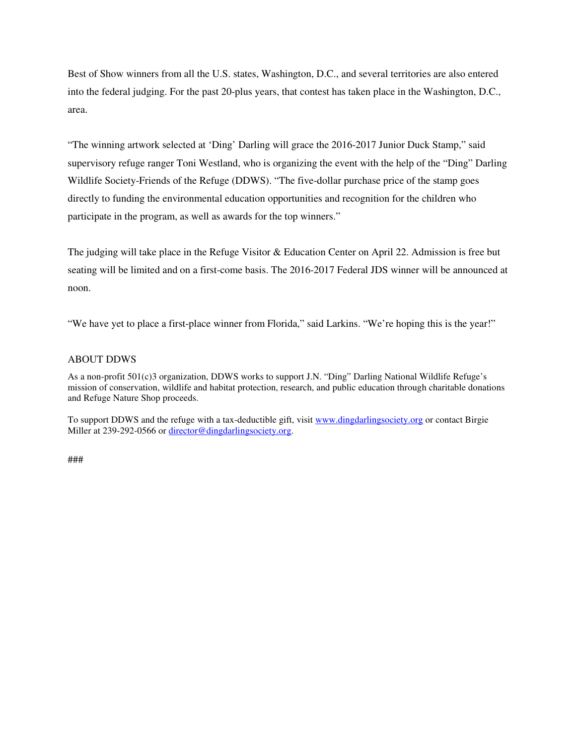Best of Show winners from all the U.S. states, Washington, D.C., and several territories are also entered into the federal judging. For the past 20-plus years, that contest has taken place in the Washington, D.C., area.

"The winning artwork selected at 'Ding' Darling will grace the 2016-2017 Junior Duck Stamp," said supervisory refuge ranger Toni Westland, who is organizing the event with the help of the "Ding" Darling Wildlife Society-Friends of the Refuge (DDWS). "The five-dollar purchase price of the stamp goes directly to funding the environmental education opportunities and recognition for the children who participate in the program, as well as awards for the top winners."

The judging will take place in the Refuge Visitor & Education Center on April 22. Admission is free but seating will be limited and on a first-come basis. The 2016-2017 Federal JDS winner will be announced at noon.

"We have yet to place a first-place winner from Florida," said Larkins. "We're hoping this is the year!"

ABOUT DDWS

As a non-profit 501(c)3 organization, DDWS works to support J.N. "Ding" Darling National Wildlife Refuge's mission of conservation, wildlife and habitat protection, research, and public education through charitable donations and Refuge Nature Shop proceeds.

To support DDWS and the refuge with a tax-deductible gift, visit [www.dingdarlingsociety.org](http://www.dingdarlingsociety.org) or contact Birgie Miller at 239-292-0566 or [director@dingdarlingsociety.org](mailto:director@dingdarlingsociety.org).

###